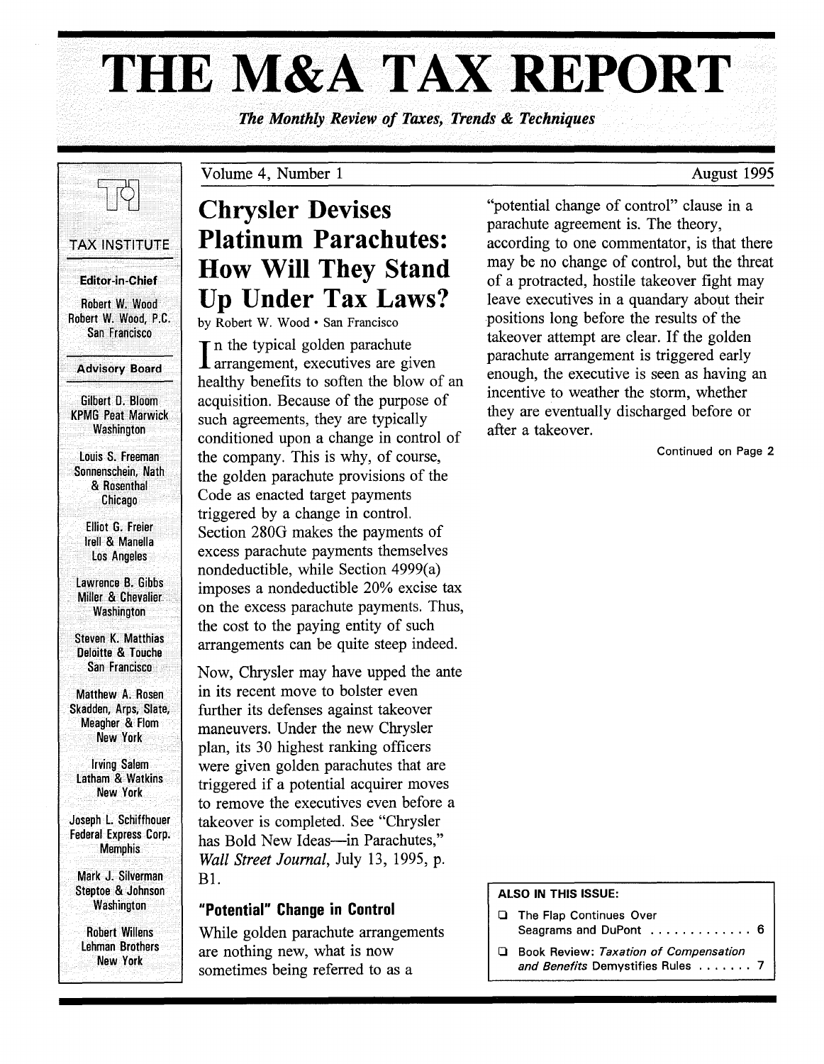# THE M&A TAX REPORT

*The Monthly Review of Taxes, Trends & Techniques*

TAX INSTITUTE

**Editor-in-Chief**

Robert W. Wood
Robert W. Wood, P.C.
San Francisco

**Advisory Board**

Gilbert D. Bloom
KPMG Peat Marwick
Washington

Louis S. Freeman
Sonnenschein, Nath & Rosenthal
Chicago

Elliot G. Freier
Irell & Manella
Los Angeles

Lawrence B. Gibbs
Miller & Chevalier
Washington

Steven K. Matthias
Deloitte & Touche
San Francisco

Matthew A. Rosen
Skadden, Arps, Slate, Meagher & Flom
New York

Irving Salem
Latham & Watkins
New York

Joseph L. Schiffhouer
Federal Express Corp.
Memphis

Mark J. Silverman
Steptoe & Johnson
Washington

Robert Willens
Lehman Brothers
New York

Volume 4, Number 1 — August 1995

## Chrysler Devises Platinum Parachutes: How Will They Stand Up Under Tax Laws?

by Robert W. Wood • San Francisco

In the typical golden parachute arrangement, executives are given healthy benefits to soften the blow of an acquisition. Because of the purpose of such agreements, they are typically conditioned upon a change in control of the company. This is why, of course, the golden parachute provisions of the Code as enacted target payments triggered by a change in control. Section 280G makes the payments of excess parachute payments themselves nondeductible, while Section 4999(a) imposes a nondeductible 20% excise tax on the excess parachute payments. Thus, the cost to the paying entity of such arrangements can be quite steep indeed.

Now, Chrysler may have upped the ante in its recent move to bolster even further its defenses against takeover maneuvers. Under the new Chrysler plan, its 30 highest ranking officers were given golden parachutes that are triggered if a potential acquirer moves to remove the executives even before a takeover is completed. See "Chrysler has Bold New Ideas—in Parachutes," *Wall Street Journal*, July 13, 1995, p. B1.

### "Potential" Change in Control

While golden parachute arrangements are nothing new, what is now sometimes being referred to as a "potential change of control" clause in a parachute agreement is. The theory, according to one commentator, is that there may be no change of control, but the threat of a protracted, hostile takeover fight may leave executives in a quandary about their positions long before the results of the takeover attempt are clear. If the golden parachute arrangement is triggered early enough, the executive is seen as having an incentive to weather the storm, whether they are eventually discharged before or after a takeover.

Continued on Page 2

**ALSO IN THIS ISSUE:**

- The Flap Continues Over Seagrams and DuPont . . . . . . . . . . . . . 6
- Book Review: *Taxation of Compensation and Benefits* Demystifies Rules . . . . . . . 7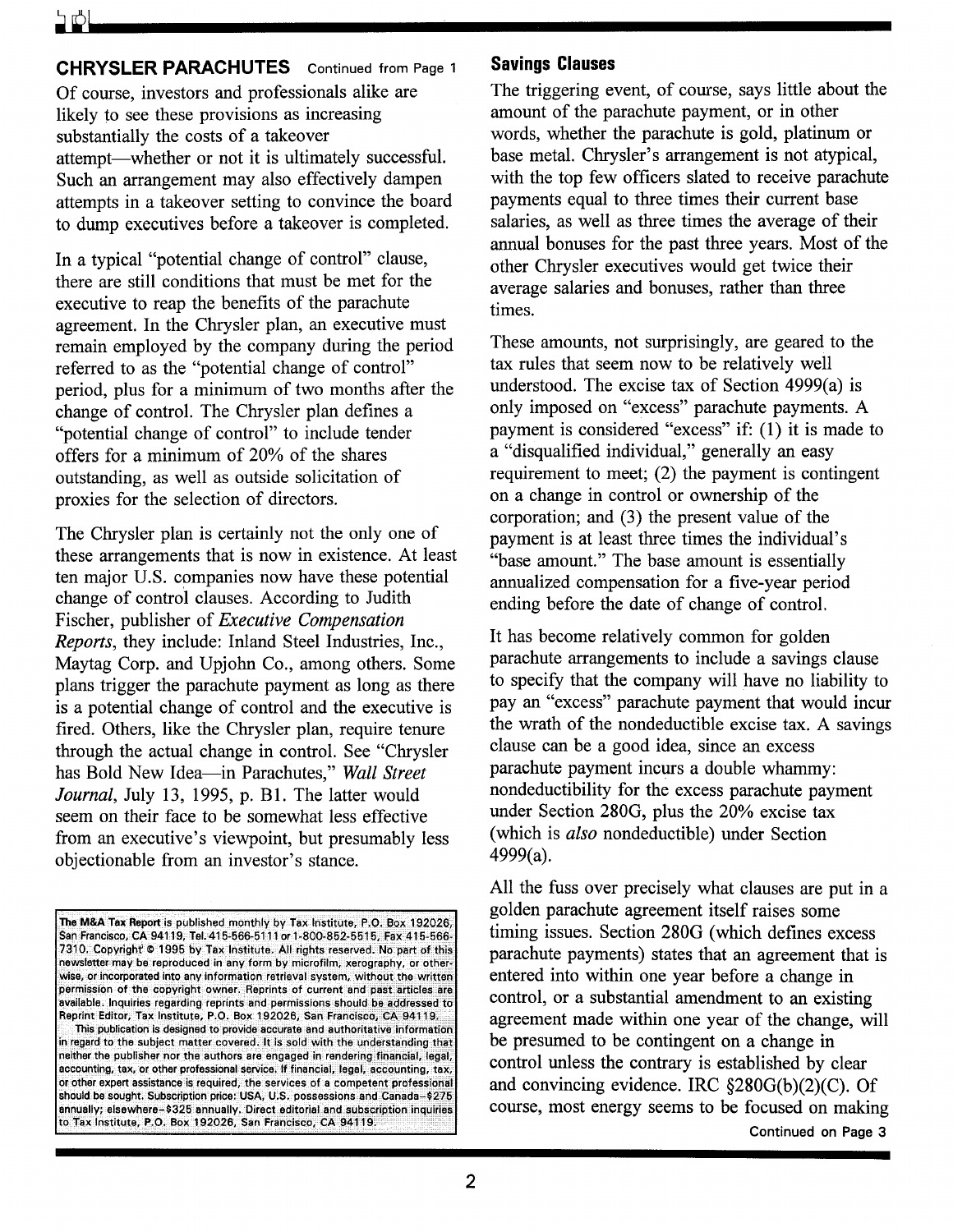## CHRYSLER PARACHUTES Continued from Page 1

Of course, investors and professionals alike are likely to see these provisions as increasing substantially the costs of a takeover attempt—whether or not it is ultimately successful. Such an arrangement may also effectively dampen attempts in a takeover setting to convince the board to dump executives before a takeover is completed.

In a typical "potential change of control" clause, there are still conditions that must be met for the executive to reap the benefits of the parachute agreement. In the Chrysler plan, an executive must remain employed by the company during the period referred to as the "potential change of control" period, plus for a minimum of two months after the change of control. The Chrysler plan defines a "potential change of control" to include tender offers for a minimum of 20% of the shares outstanding, as well as outside solicitation of proxies for the selection of directors.

The Chrysler plan is certainly not the only one of these arrangements that is now in existence. At least ten major U.S. companies now have these potential change of control clauses. According to Judith Fischer, publisher of *Executive Compensation Reports*, they include: Inland Steel Industries, Inc., Maytag Corp. and Upjohn Co., among others. Some plans trigger the parachute payment as long as there is a potential change of control and the executive is fired. Others, like the Chrysler plan, require tenure through the actual change in control. See "Chrysler has Bold New Idea—in Parachutes," *Wall Street Journal*, July 13, 1995, p. B1. The latter would seem on their face to be somewhat less effective from an executive's viewpoint, but presumably less objectionable from an investor's stance.

**The M&A Tax Report** is published monthly by Tax Institute, P.O. Box 192026, San Francisco, CA 94119, Tel. 415-566-5111 or 1-800-852-5515, Fax 415-566-7310. Copyright © 1995 by Tax Institute. All rights reserved. No part of this newsletter may be reproduced in any form by microfilm, xerography, or otherwise, or incorporated into any information retrieval system, without the written permission of the copyright owner. Reprints of current and past articles are available. Inquiries regarding reprints and permissions should be addressed to Reprint Editor, Tax Institute, P.O. Box 192026, San Francisco, CA 94119.

This publication is designed to provide accurate and authoritative information in regard to the subject matter covered. It is sold with the understanding that neither the publisher nor the authors are engaged in rendering financial, legal, accounting, tax, or other professional service. If financial, legal, accounting, tax, or other expert assistance is required, the services of a competent professional should be sought. Subscription price: USA, U.S. possessions and Canada–$275 annually; elsewhere–$325 annually. Direct editorial and subscription inquiries to Tax Institute, P.O. Box 192026, San Francisco, CA 94119.

### Savings Clauses

The triggering event, of course, says little about the amount of the parachute payment, or in other words, whether the parachute is gold, platinum or base metal. Chrysler's arrangement is not atypical, with the top few officers slated to receive parachute payments equal to three times their current base salaries, as well as three times the average of their annual bonuses for the past three years. Most of the other Chrysler executives would get twice their average salaries and bonuses, rather than three times.

These amounts, not surprisingly, are geared to the tax rules that seem now to be relatively well understood. The excise tax of Section 4999(a) is only imposed on "excess" parachute payments. A payment is considered "excess" if: (1) it is made to a "disqualified individual," generally an easy requirement to meet; (2) the payment is contingent on a change in control or ownership of the corporation; and (3) the present value of the payment is at least three times the individual's "base amount." The base amount is essentially annualized compensation for a five-year period ending before the date of change of control.

It has become relatively common for golden parachute arrangements to include a savings clause to specify that the company will have no liability to pay an "excess" parachute payment that would incur the wrath of the nondeductible excise tax. A savings clause can be a good idea, since an excess parachute payment incurs a double whammy: nondeductibility for the excess parachute payment under Section 280G, plus the 20% excise tax (which is *also* nondeductible) under Section 4999(a).

All the fuss over precisely what clauses are put in a golden parachute agreement itself raises some timing issues. Section 280G (which defines excess parachute payments) states that an agreement that is entered into within one year before a change in control, or a substantial amendment to an existing agreement made within one year of the change, will be presumed to be contingent on a change in control unless the contrary is established by clear and convincing evidence. IRC §280G(b)(2)(C). Of course, most energy seems to be focused on making

Continued on Page 3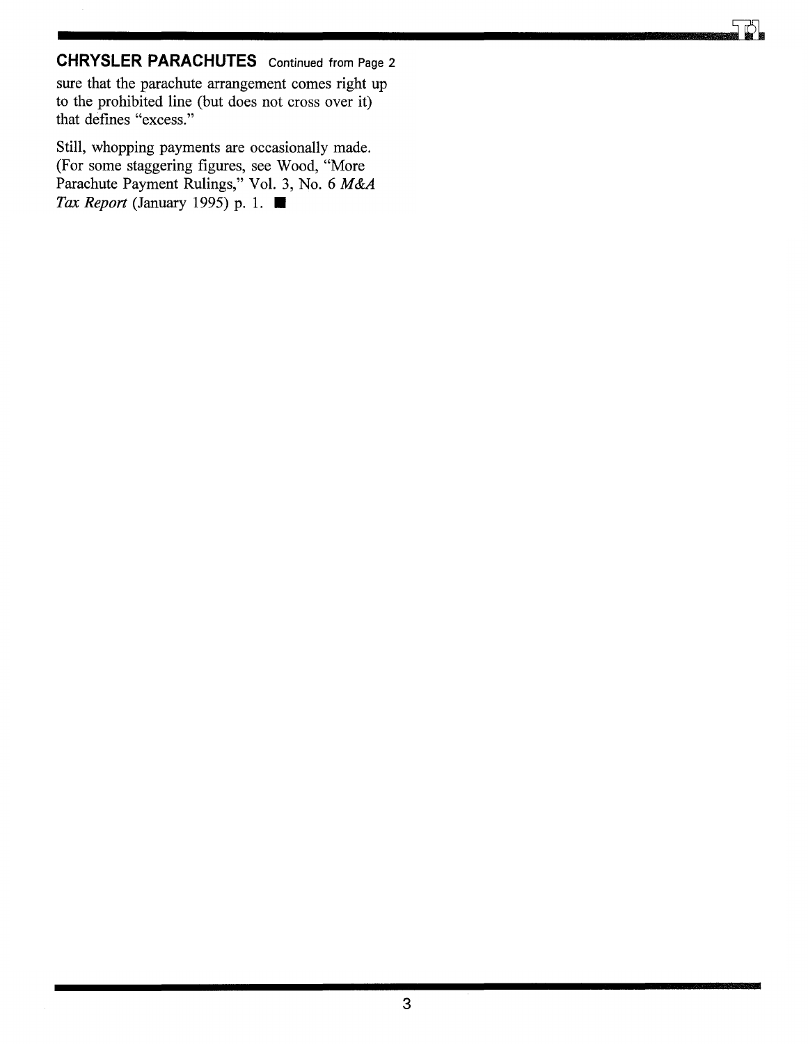**CHRYSLER PARACHUTES** Continued from Page 2

sure that the parachute arrangement comes right up to the prohibited line (but does not cross over it) that defines "excess."

Still, whopping payments are occasionally made. (For some staggering figures, see Wood, "More Parachute Payment Rulings," Vol. 3, No. 6 *M&A Tax Report* (January 1995) p. 1. ■